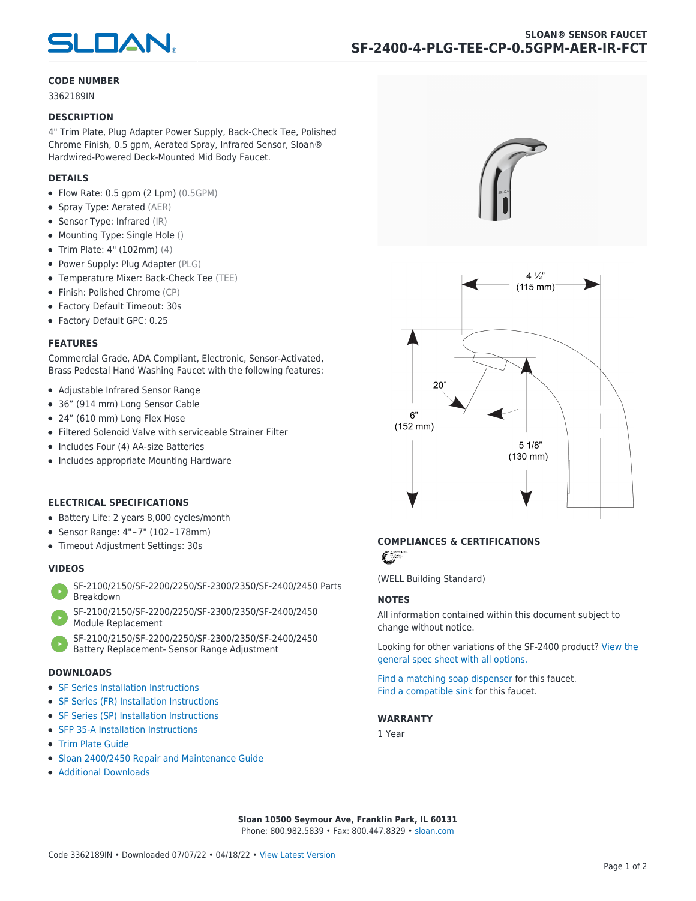# SLOAN® SENSOR FAUCET
## SF-2400-4-PLG-TEE-CP-0.5GPM-AER-IR-FCT

### CODE NUMBER

3362189IN

### DESCRIPTION

4" Trim Plate, Plug Adapter Power Supply, Back-Check Tee, Polished Chrome Finish, 0.5 gpm, Aerated Spray, Infrared Sensor, Sloan® Hardwired-Powered Deck-Mounted Mid Body Faucet.

### DETAILS

- Flow Rate: 0.5 gpm (2 Lpm) (0.5GPM)
- Spray Type: Aerated (AER)
- Sensor Type: Infrared (IR)
- Mounting Type: Single Hole ()
- Trim Plate: 4" (102mm) (4)
- Power Supply: Plug Adapter (PLG)
- Temperature Mixer: Back-Check Tee (TEE)
- Finish: Polished Chrome (CP)
- Factory Default Timeout: 30s
- Factory Default GPC: 0.25

### FEATURES

Commercial Grade, ADA Compliant, Electronic, Sensor-Activated, Brass Pedestal Hand Washing Faucet with the following features:

- Adjustable Infrared Sensor Range
- 36" (914 mm) Long Sensor Cable
- 24" (610 mm) Long Flex Hose
- Filtered Solenoid Valve with serviceable Strainer Filter
- Includes Four (4) AA-size Batteries
- Includes appropriate Mounting Hardware

### ELECTRICAL SPECIFICATIONS

- Battery Life: 2 years 8,000 cycles/month
- Sensor Range: 4"–7" (102–178mm)
- Timeout Adjustment Settings: 30s

### VIDEOS

- SF-2100/2150/SF-2200/2250/SF-2300/2350/SF-2400/2450 Parts Breakdown
- SF-2100/2150/SF-2200/2250/SF-2300/2350/SF-2400/2450 Module Replacement
- SF-2100/2150/SF-2200/2250/SF-2300/2350/SF-2400/2450 Battery Replacement- Sensor Range Adjustment

### DOWNLOADS

- SF Series Installation Instructions
- SF Series (FR) Installation Instructions
- SF Series (SP) Installation Instructions
- SFP 35-A Installation Instructions
- Trim Plate Guide
- Sloan 2400/2450 Repair and Maintenance Guide
- Additional Downloads

4 ½" (115 mm)

20°

6" (152 mm)

5 1/8" (130 mm)

### COMPLIANCES & CERTIFICATIONS

(WELL Building Standard)

### NOTES

All information contained within this document subject to change without notice.

Looking for other variations of the SF-2400 product? View the general spec sheet with all options.

Find a matching soap dispenser for this faucet.
Find a compatible sink for this faucet.

### WARRANTY

1 Year

**Sloan 10500 Seymour Ave, Franklin Park, IL 60131**
Phone: 800.982.5839 • Fax: 800.447.8329 • sloan.com

Code 3362189IN • Downloaded 07/07/22 • 04/18/22 • View Latest Version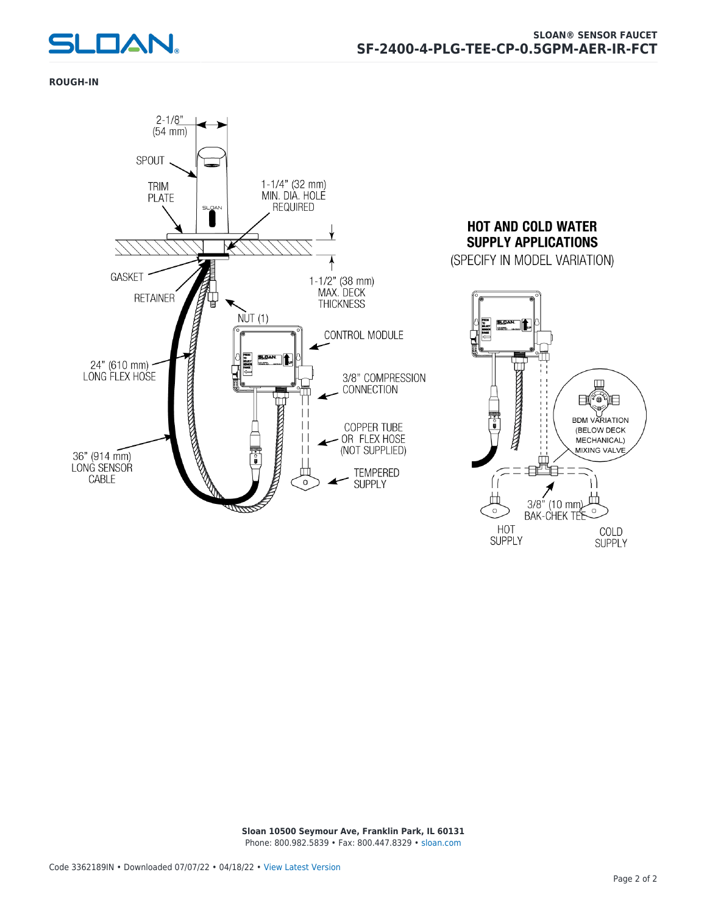## ROUGH-IN

2-1/8"
(54 mm)

SPOUT

TRIM
PLATE

1-1/4" (32 mm)
MIN. DIA. HOLE
REQUIRED

GASKET

RETAINER

1-1/2" (38 mm)
MAX. DECK
THICKNESS

NUT (1)

CONTROL MODULE

24" (610 mm)
LONG FLEX HOSE

3/8" COMPRESSION
CONNECTION

COPPER TUBE
OR FLEX HOSE
(NOT SUPPLIED)

36" (914 mm)
LONG SENSOR
CABLE

TEMPERED
SUPPLY

**HOT AND COLD WATER SUPPLY APPLICATIONS**
(SPECIFY IN MODEL VARIATION)

BDM VARIATION
(BELOW DECK
MECHANICAL)
MIXING VALVE

3/8" (10 mm)
BAK-CHEK TEE

HOT
SUPPLY

COLD
SUPPLY

**Sloan 10500 Seymour Ave, Franklin Park, IL 60131**
Phone: 800.982.5839 • Fax: 800.447.8329 • sloan.com

Code 3362189IN • Downloaded 07/07/22 • 04/18/22 • View Latest Version